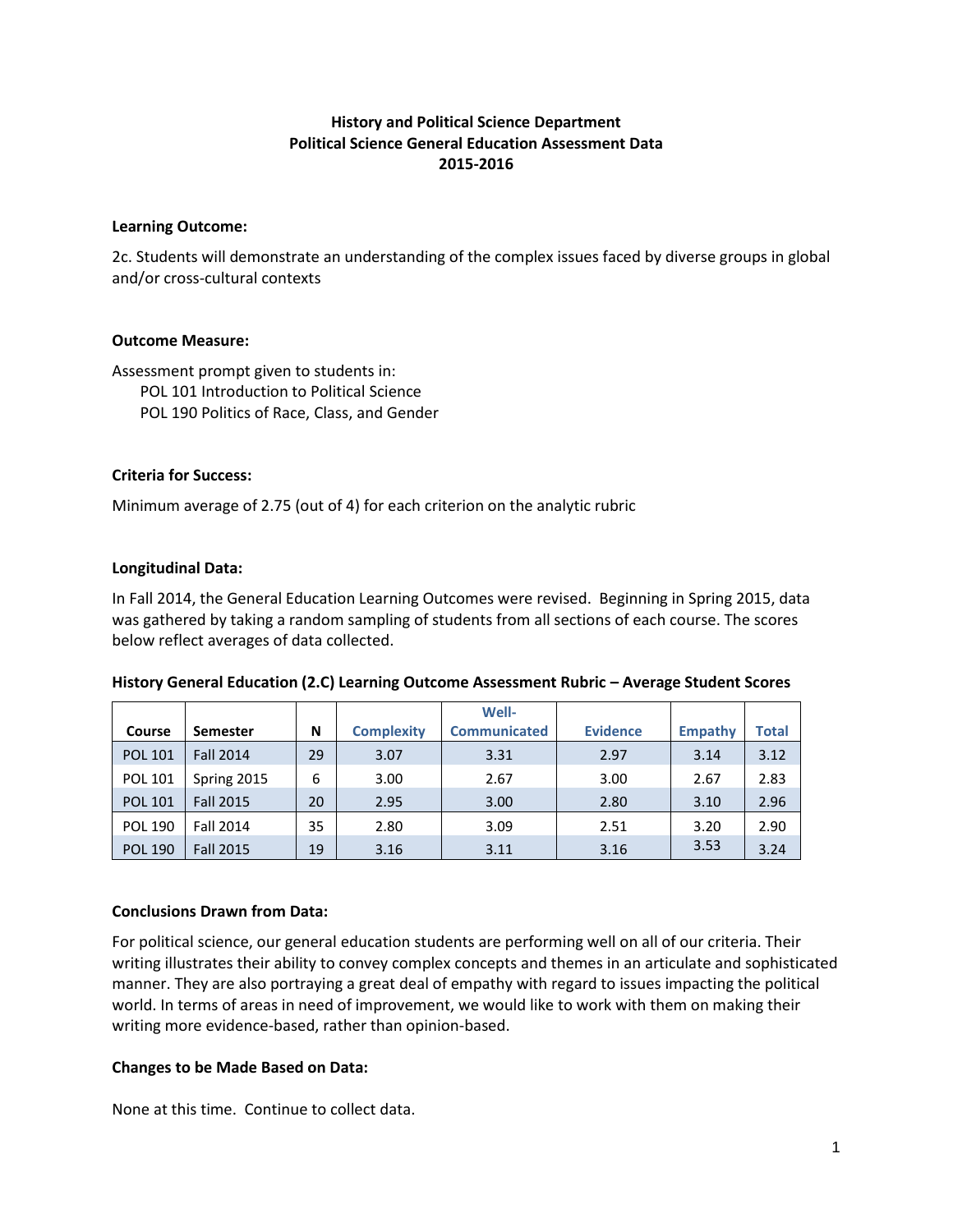# History and Political Science Department
## Political Science General Education Assessment Data
## 2015-2016

**Learning Outcome:**

2c. Students will demonstrate an understanding of the complex issues faced by diverse groups in global and/or cross-cultural contexts

**Outcome Measure:**

Assessment prompt given to students in:
- POL 101 Introduction to Political Science
- POL 190 Politics of Race, Class, and Gender

**Criteria for Success:**

Minimum average of 2.75 (out of 4) for each criterion on the analytic rubric

**Longitudinal Data:**

In Fall 2014, the General Education Learning Outcomes were revised. Beginning in Spring 2015, data was gathered by taking a random sampling of students from all sections of each course. The scores below reflect averages of data collected.

**History General Education (2.C) Learning Outcome Assessment Rubric – Average Student Scores**

| Course | Semester | N | Complexity | Well-Communicated | Evidence | Empathy | Total |
|---|---|---|---|---|---|---|---|
| POL 101 | Fall 2014 | 29 | 3.07 | 3.31 | 2.97 | 3.14 | 3.12 |
| POL 101 | Spring 2015 | 6 | 3.00 | 2.67 | 3.00 | 2.67 | 2.83 |
| POL 101 | Fall 2015 | 20 | 2.95 | 3.00 | 2.80 | 3.10 | 2.96 |
| POL 190 | Fall 2014 | 35 | 2.80 | 3.09 | 2.51 | 3.20 | 2.90 |
| POL 190 | Fall 2015 | 19 | 3.16 | 3.11 | 3.16 | 3.53 | 3.24 |

**Conclusions Drawn from Data:**

For political science, our general education students are performing well on all of our criteria. Their writing illustrates their ability to convey complex concepts and themes in an articulate and sophisticated manner. They are also portraying a great deal of empathy with regard to issues impacting the political world. In terms of areas in need of improvement, we would like to work with them on making their writing more evidence-based, rather than opinion-based.

**Changes to be Made Based on Data:**

None at this time. Continue to collect data.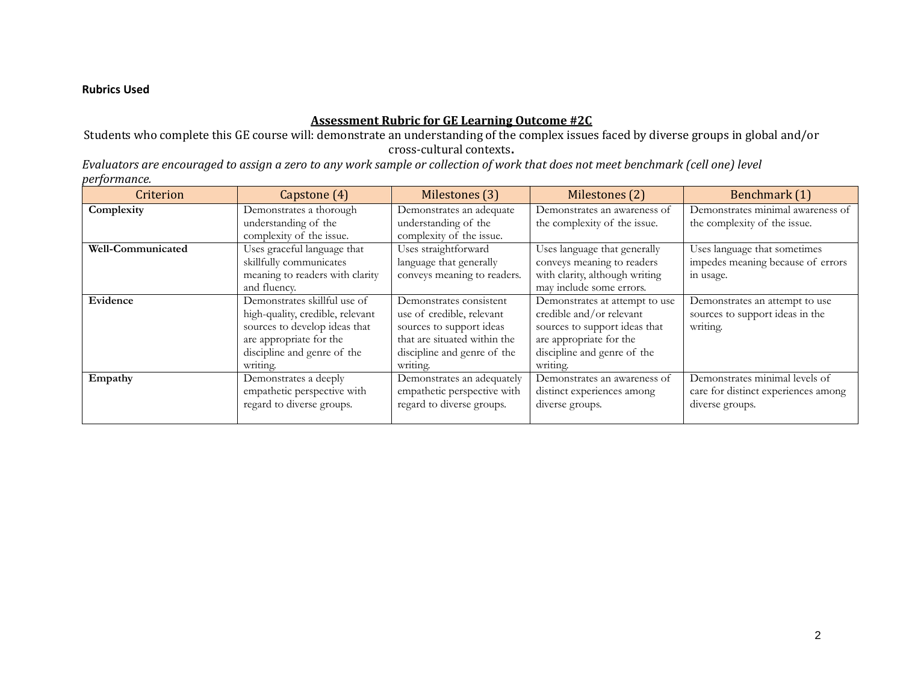**Rubrics Used**

**Assessment Rubric for GE Learning Outcome #2C**

Students who complete this GE course will: demonstrate an understanding of the complex issues faced by diverse groups in global and/or cross-cultural contexts**.**

*Evaluators are encouraged to assign a zero to any work sample or collection of work that does not meet benchmark (cell one) level performance.*

| Criterion | Capstone (4) | Milestones (3) | Milestones (2) | Benchmark (1) |
|---|---|---|---|---|
| **Complexity** | Demonstrates a thorough understanding of the complexity of the issue. | Demonstrates an adequate understanding of the complexity of the issue. | Demonstrates an awareness of the complexity of the issue. | Demonstrates minimal awareness of the complexity of the issue. |
| **Well-Communicated** | Uses graceful language that skillfully communicates meaning to readers with clarity and fluency. | Uses straightforward language that generally conveys meaning to readers. | Uses language that generally conveys meaning to readers with clarity, although writing may include some errors. | Uses language that sometimes impedes meaning because of errors in usage. |
| **Evidence** | Demonstrates skillful use of high-quality, credible, relevant sources to develop ideas that are appropriate for the discipline and genre of the writing. | Demonstrates consistent use of credible, relevant sources to support ideas that are situated within the discipline and genre of the writing. | Demonstrates at attempt to use credible and/or relevant sources to support ideas that are appropriate for the discipline and genre of the writing. | Demonstrates an attempt to use sources to support ideas in the writing. |
| **Empathy** | Demonstrates a deeply empathetic perspective with regard to diverse groups. | Demonstrates an adequately empathetic perspective with regard to diverse groups. | Demonstrates an awareness of distinct experiences among diverse groups. | Demonstrates minimal levels of care for distinct experiences among diverse groups. |